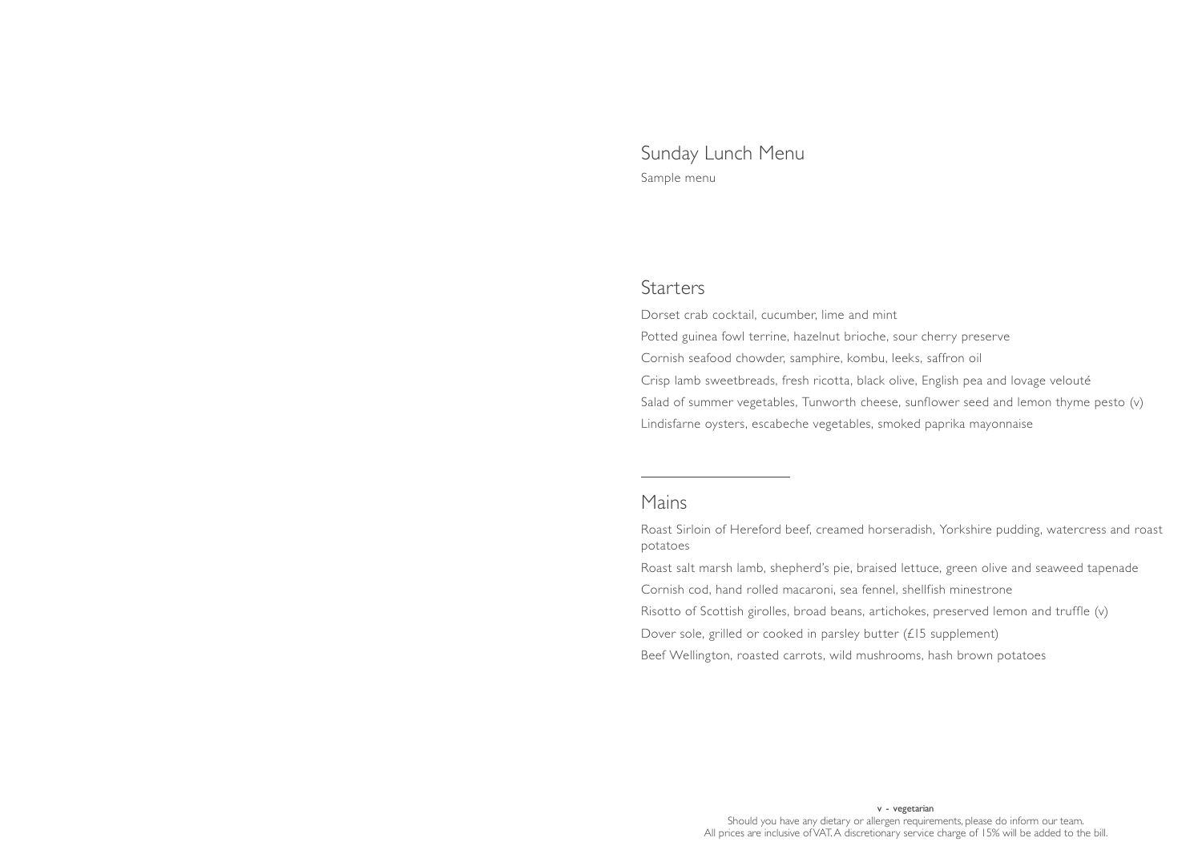# Sunday Lunch Menu

Sample menu

## Starters

Dorset crab cocktail, cucumber, lime and mint

Potted guinea fowl terrine, hazelnut brioche, sour cherry preserve

Cornish seafood chowder, samphire, kombu, leeks, saffron oil

Crisp lamb sweetbreads, fresh ricotta, black olive, English pea and lovage velouté

Salad of summer vegetables, Tunworth cheese, sunflower seed and lemon thyme pesto (v)

Lindisfarne oysters, escabeche vegetables, smoked paprika mayonnaise

---

## Mains

Roast Sirloin of Hereford beef, creamed horseradish, Yorkshire pudding, watercress and roast potatoes

Roast salt marsh lamb, shepherd's pie, braised lettuce, green olive and seaweed tapenade

Cornish cod, hand rolled macaroni, sea fennel, shellfish minestrone

Risotto of Scottish girolles, broad beans, artichokes, preserved lemon and truffle (v)

Dover sole, grilled or cooked in parsley butter (£15 supplement)

Beef Wellington, roasted carrots, wild mushrooms, hash brown potatoes

**v - vegetarian**

Should you have any dietary or allergen requirements, please do inform our team.
All prices are inclusive of VAT. A discretionary service charge of 15% will be added to the bill.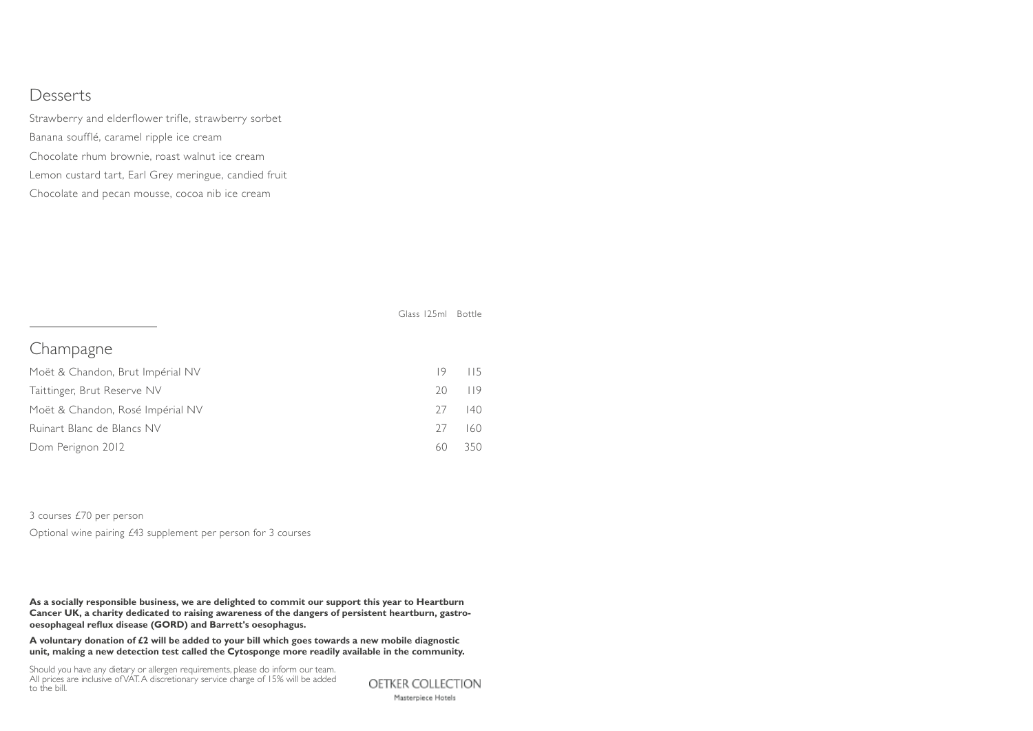## Desserts

Strawberry and elderflower trifle, strawberry sorbet

Banana soufflé, caramel ripple ice cream

Chocolate rhum brownie, roast walnut ice cream

Lemon custard tart, Earl Grey meringue, candied fruit

Chocolate and pecan mousse, cocoa nib ice cream

## Champagne

| | Glass 125ml | Bottle |
|---|---|---|
| Moët & Chandon, Brut Impérial NV | 19 | 115 |
| Taittinger, Brut Reserve NV | 20 | 119 |
| Moët & Chandon, Rosé Impérial NV | 27 | 140 |
| Ruinart Blanc de Blancs NV | 27 | 160 |
| Dom Perignon 2012 | 60 | 350 |

3 courses £70 per person

Optional wine pairing £43 supplement per person for 3 courses

**As a socially responsible business, we are delighted to commit our support this year to Heartburn Cancer UK, a charity dedicated to raising awareness of the dangers of persistent heartburn, gastro-oesophageal reflux disease (GORD) and Barrett's oesophagus.**

**A voluntary donation of £2 will be added to your bill which goes towards a new mobile diagnostic unit, making a new detection test called the Cytosponge more readily available in the community.**

Should you have any dietary or allergen requirements, please do inform our team. All prices are inclusive of VAT. A discretionary service charge of 15% will be added to the bill.

OETKER COLLECTION

Masterpiece Hotels